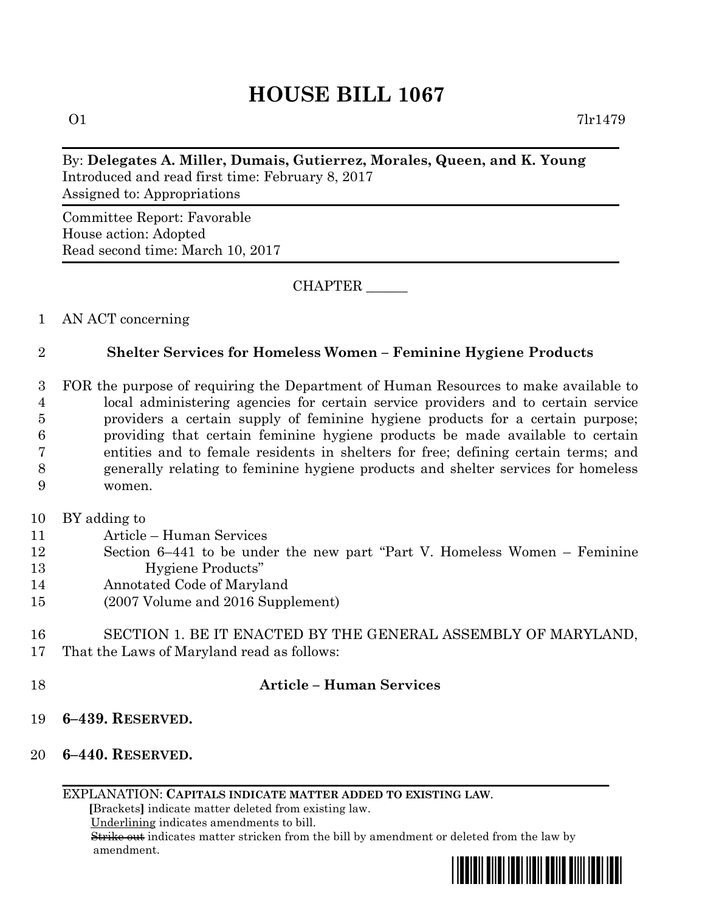# HOUSE BILL 1067

O1 7lr1479

By: **Delegates A. Miller, Dumais, Gutierrez, Morales, Queen, and K. Young**
Introduced and read first time: February 8, 2017
Assigned to: Appropriations

Committee Report: Favorable
House action: Adopted
Read second time: March 10, 2017

CHAPTER ______

1 AN ACT concerning

2 **Shelter Services for Homeless Women – Feminine Hygiene Products**

3 FOR the purpose of requiring the Department of Human Resources to make available to
4 local administering agencies for certain service providers and to certain service
5 providers a certain supply of feminine hygiene products for a certain purpose;
6 providing that certain feminine hygiene products be made available to certain
7 entities and to female residents in shelters for free; defining certain terms; and
8 generally relating to feminine hygiene products and shelter services for homeless
9 women.

10 BY adding to
11 Article – Human Services
12 Section 6–441 to be under the new part "Part V. Homeless Women – Feminine
13 Hygiene Products"
14 Annotated Code of Maryland
15 (2007 Volume and 2016 Supplement)

16 SECTION 1. BE IT ENACTED BY THE GENERAL ASSEMBLY OF MARYLAND,
17 That the Laws of Maryland read as follows:

18 **Article – Human Services**

19 **6–439. RESERVED.**

20 **6–440. RESERVED.**

EXPLANATION: **CAPITALS INDICATE MATTER ADDED TO EXISTING LAW.**
[Brackets] indicate matter deleted from existing law.
Underlining indicates amendments to bill.
~~Strike out~~ indicates matter stricken from the bill by amendment or deleted from the law by amendment.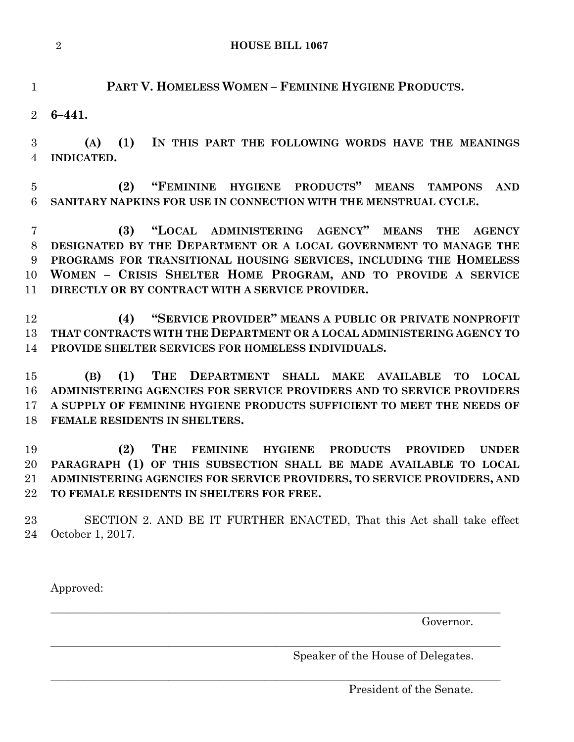## PART V. HOMELESS WOMEN – FEMININE HYGIENE PRODUCTS.

**6–441.**

**(A) (1) IN THIS PART THE FOLLOWING WORDS HAVE THE MEANINGS INDICATED.**

**(2) "FEMININE HYGIENE PRODUCTS" MEANS TAMPONS AND SANITARY NAPKINS FOR USE IN CONNECTION WITH THE MENSTRUAL CYCLE.**

**(3) "LOCAL ADMINISTERING AGENCY" MEANS THE AGENCY DESIGNATED BY THE DEPARTMENT OR A LOCAL GOVERNMENT TO MANAGE THE PROGRAMS FOR TRANSITIONAL HOUSING SERVICES, INCLUDING THE HOMELESS WOMEN – CRISIS SHELTER HOME PROGRAM, AND TO PROVIDE A SERVICE DIRECTLY OR BY CONTRACT WITH A SERVICE PROVIDER.**

**(4) "SERVICE PROVIDER" MEANS A PUBLIC OR PRIVATE NONPROFIT THAT CONTRACTS WITH THE DEPARTMENT OR A LOCAL ADMINISTERING AGENCY TO PROVIDE SHELTER SERVICES FOR HOMELESS INDIVIDUALS.**

**(B) (1) THE DEPARTMENT SHALL MAKE AVAILABLE TO LOCAL ADMINISTERING AGENCIES FOR SERVICE PROVIDERS AND TO SERVICE PROVIDERS A SUPPLY OF FEMININE HYGIENE PRODUCTS SUFFICIENT TO MEET THE NEEDS OF FEMALE RESIDENTS IN SHELTERS.**

**(2) THE FEMININE HYGIENE PRODUCTS PROVIDED UNDER PARAGRAPH (1) OF THIS SUBSECTION SHALL BE MADE AVAILABLE TO LOCAL ADMINISTERING AGENCIES FOR SERVICE PROVIDERS, TO SERVICE PROVIDERS, AND TO FEMALE RESIDENTS IN SHELTERS FOR FREE.**

SECTION 2. AND BE IT FURTHER ENACTED, That this Act shall take effect October 1, 2017.

Approved:

\_\_\_\_\_\_\_\_\_\_\_\_\_\_\_\_\_\_\_\_\_\_\_\_\_\_\_\_\_\_\_\_\_\_\_\_\_\_\_\_\_\_\_\_\_\_\_\_

Governor.

\_\_\_\_\_\_\_\_\_\_\_\_\_\_\_\_\_\_\_\_\_\_\_\_\_\_\_\_\_\_\_\_\_\_\_\_\_\_\_\_\_\_\_\_\_\_\_\_

Speaker of the House of Delegates.

\_\_\_\_\_\_\_\_\_\_\_\_\_\_\_\_\_\_\_\_\_\_\_\_\_\_\_\_\_\_\_\_\_\_\_\_\_\_\_\_\_\_\_\_\_\_\_\_

President of the Senate.